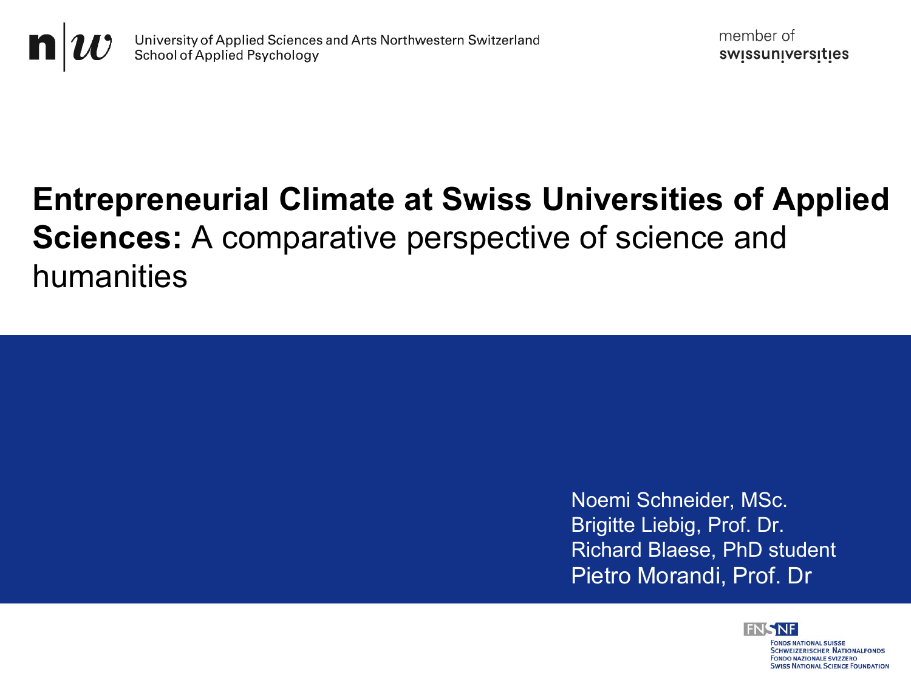University of Applied Sciences and Arts Northwestern Switzerland
School of Applied Psychology

member of swissuniversities

# **Entrepreneurial Climate at Swiss Universities of Applied Sciences:** A comparative perspective of science and humanities

Noemi Schneider, MSc.
Brigitte Liebig, Prof. Dr.
Richard Blaese, PhD student
Pietro Morandi, Prof. Dr

FNSNF
Fonds National Suisse
Schweizerischer Nationalfonds
Fondo Nazionale Svizzero
Swiss National Science Foundation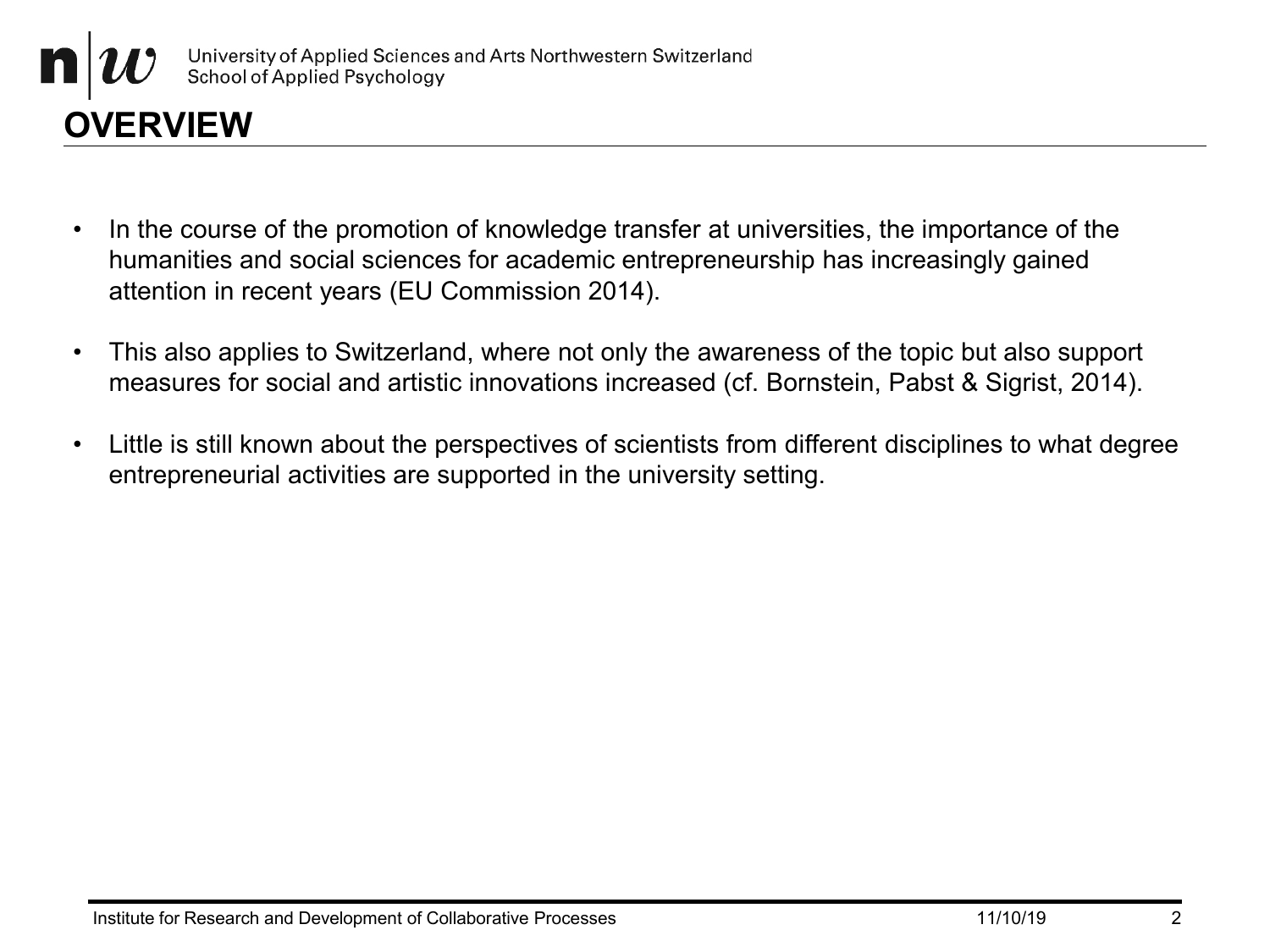# OVERVIEW

- In the course of the promotion of knowledge transfer at universities, the importance of the humanities and social sciences for academic entrepreneurship has increasingly gained attention in recent years (EU Commission 2014).
- This also applies to Switzerland, where not only the awareness of the topic but also support measures for social and artistic innovations increased (cf. Bornstein, Pabst & Sigrist, 2014).
- Little is still known about the perspectives of scientists from different disciplines to what degree entrepreneurial activities are supported in the university setting.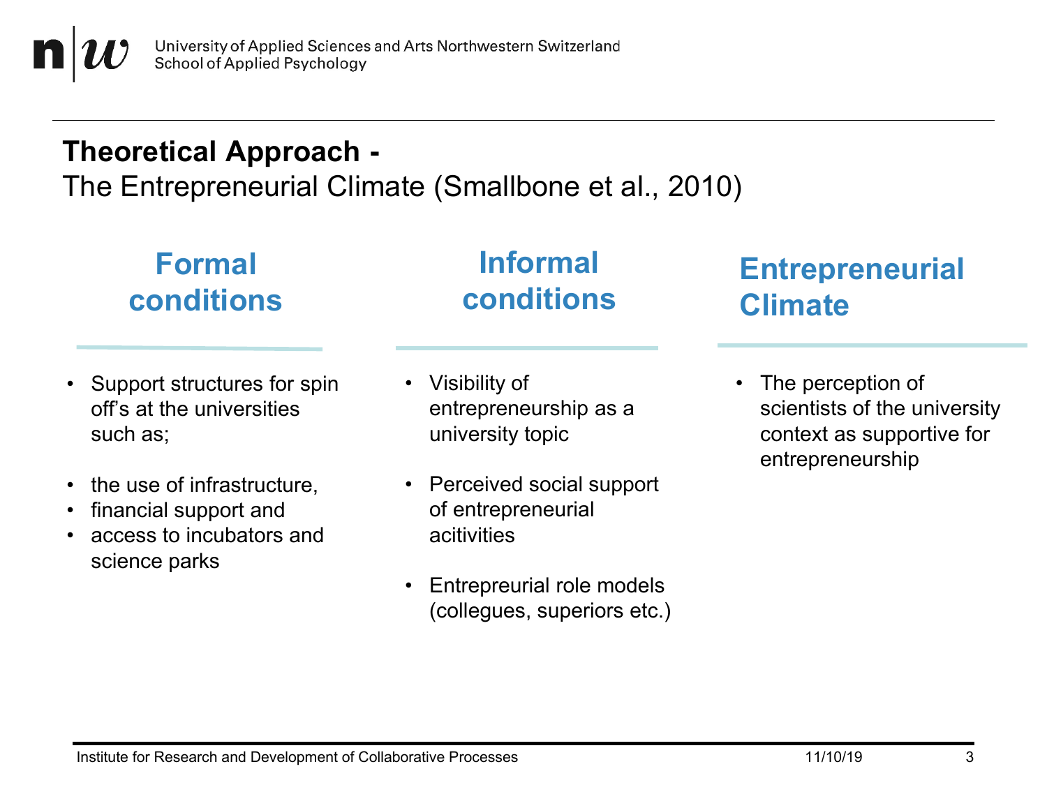## **Theoretical Approach -**
The Entrepreneurial Climate (Smallbone et al., 2010)

### Formal conditions

- Support structures for spin off's at the universities such as;
- the use of infrastructure,
- financial support and
- access to incubators and science parks

### Informal conditions

- Visibility of entrepreneurship as a university topic
- Perceived social support of entrepreneurial acitivities
- Entrepreurial role models (collegues, superiors etc.)

### Entrepreneurial Climate

- The perception of scientists of the university context as supportive for entrepreneurship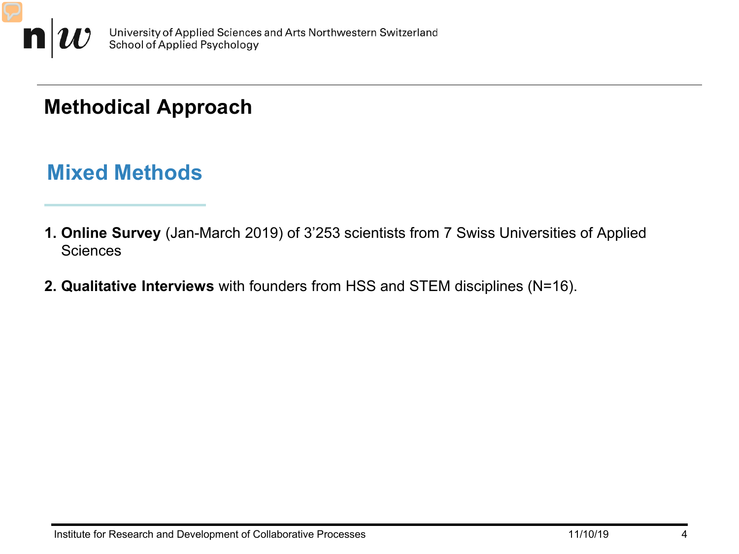# Methodical Approach

## Mixed Methods

1. **Online Survey** (Jan-March 2019) of 3’253 scientists from 7 Swiss Universities of Applied Sciences

2. **Qualitative Interviews** with founders from HSS and STEM disciplines (N=16).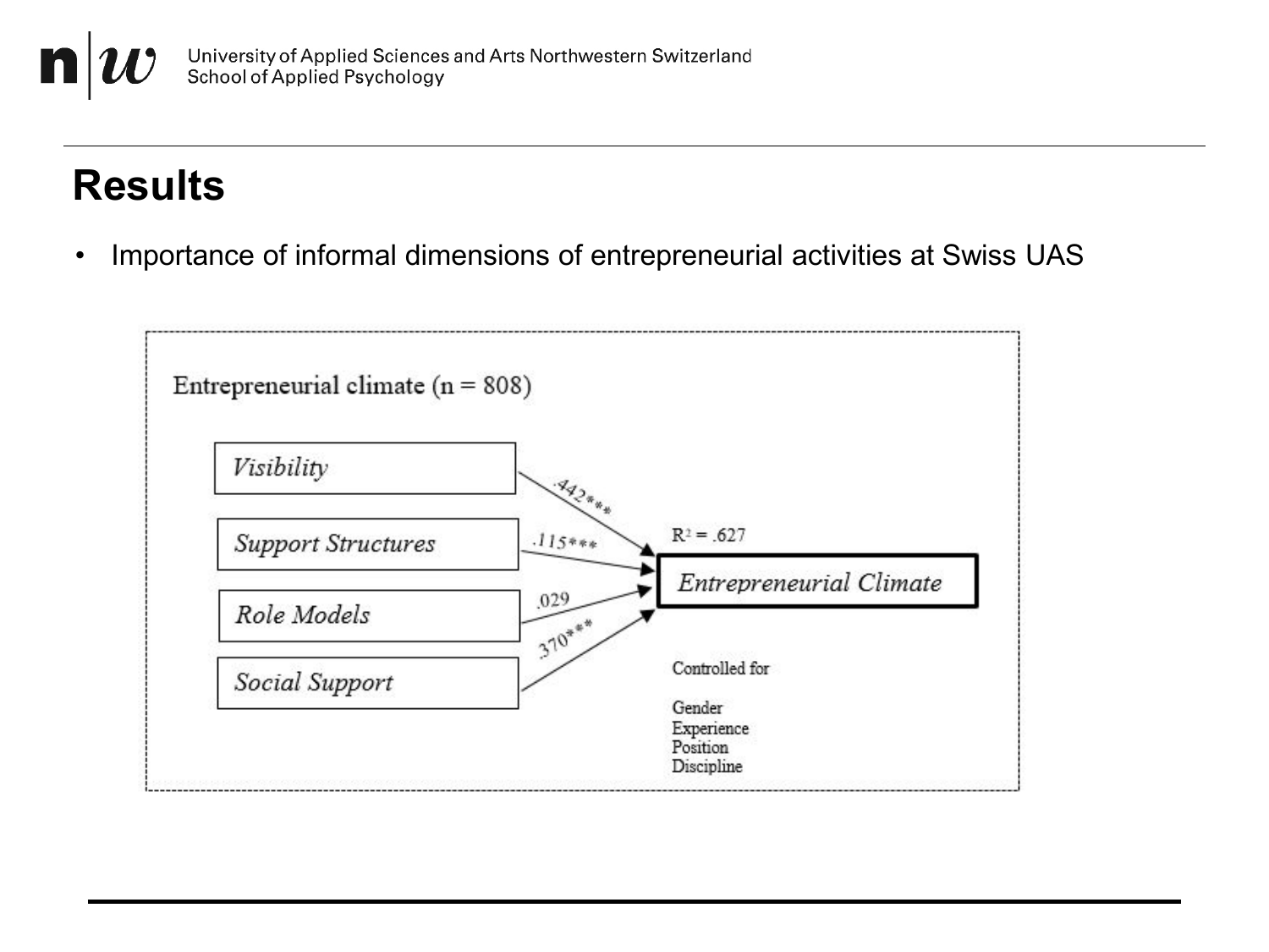# Results

- Importance of informal dimensions of entrepreneurial activities at Swiss UAS

Entrepreneurial climate (n = 808)

| Predictor | Coefficient |
| --- | --- |
| *Visibility* | .442*** |
| *Support Structures* | .115*** |
| *Role Models* | .029 |
| *Social Support* | .370*** |

*Entrepreneurial Climate*: $R^2 = .627$

Controlled for

Gender
Experience
Position
Discipline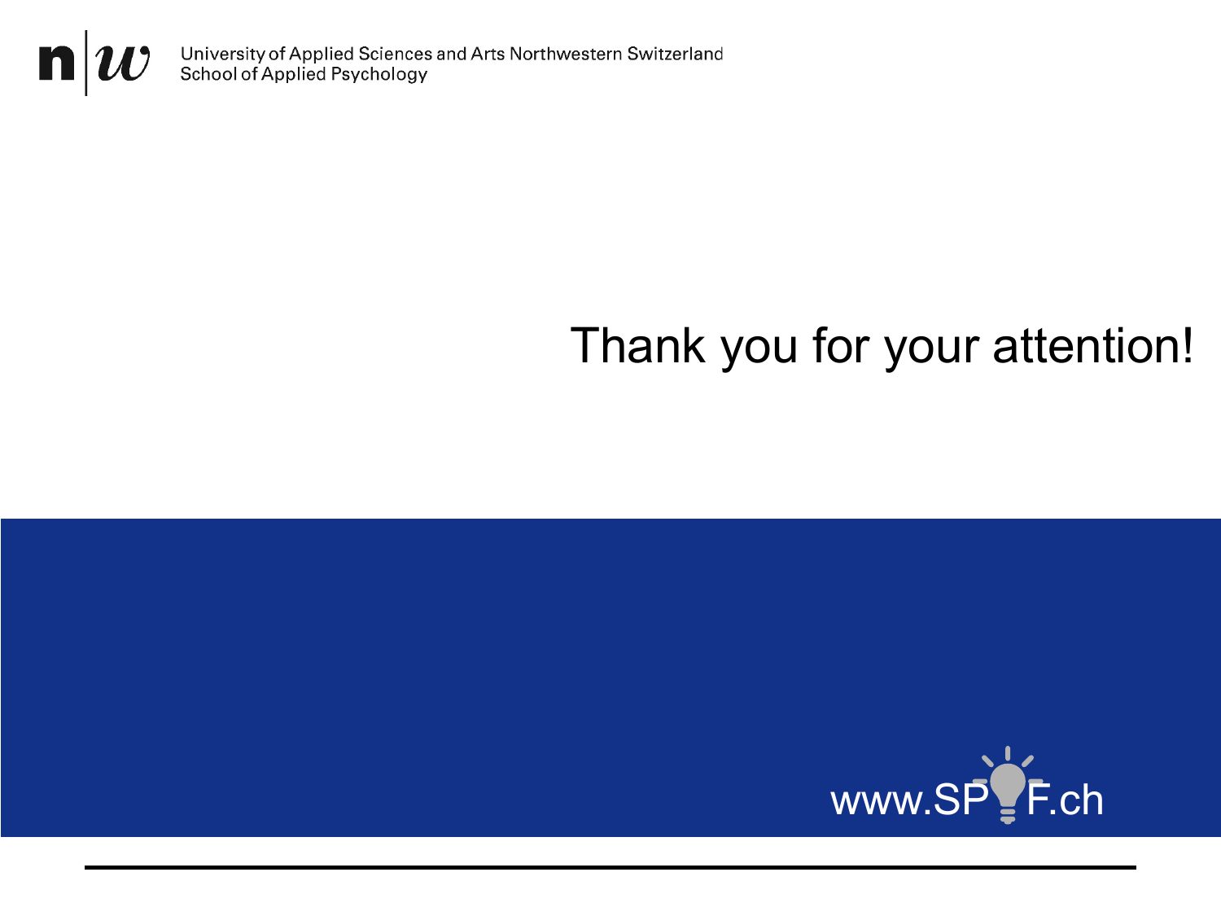University of Applied Sciences and Arts Northwestern Switzerland
School of Applied Psychology

# Thank you for your attention!

www.SPF.ch